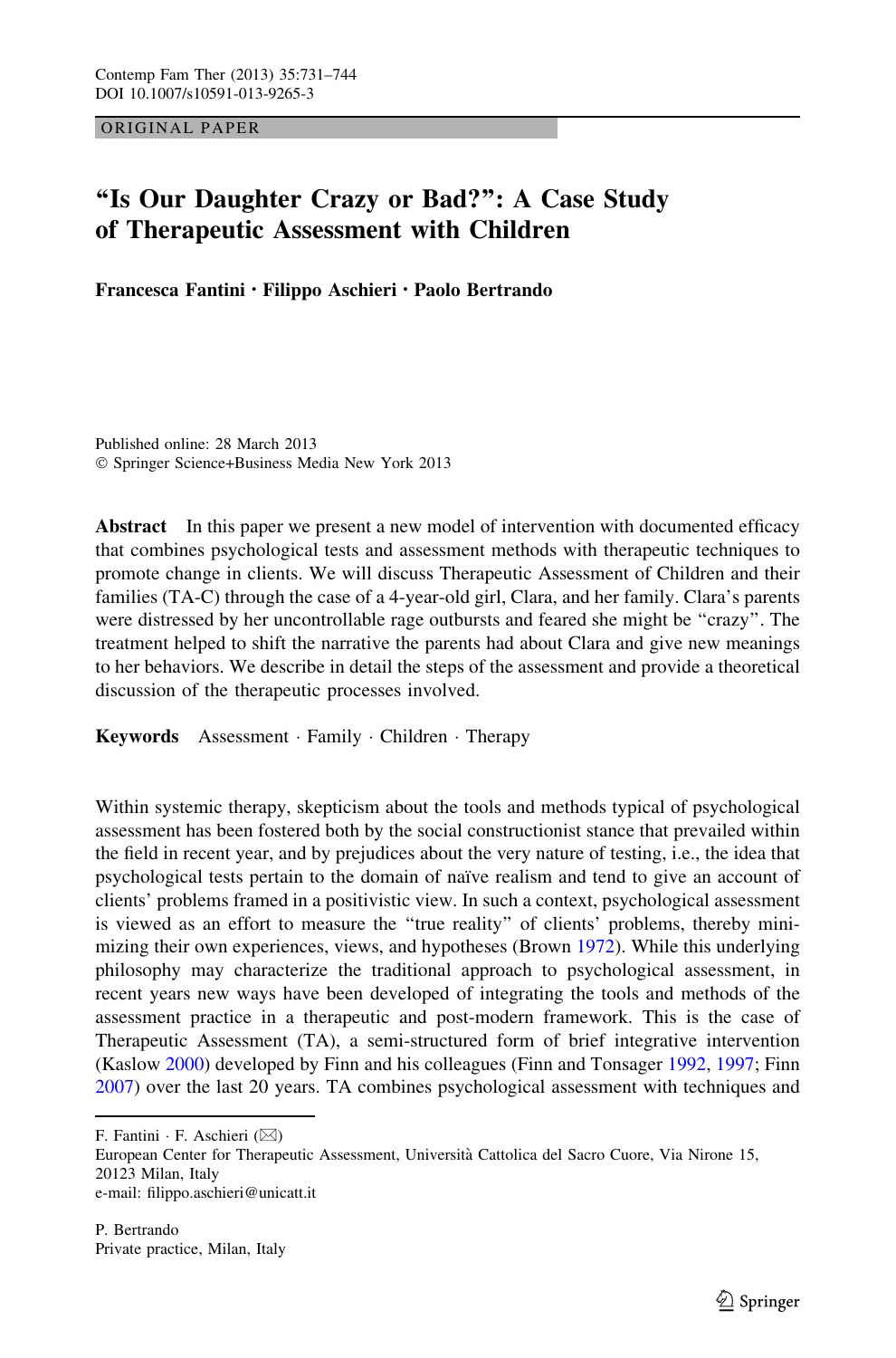ORIGINAL PAPER

# "Is Our Daughter Crazy or Bad?": A Case Study of Therapeutic Assessment with Children

**Francesca Fantini · Filippo Aschieri · Paolo Bertrando**

Published online: 28 March 2013
© Springer Science+Business Media New York 2013

**Abstract** In this paper we present a new model of intervention with documented efficacy that combines psychological tests and assessment methods with therapeutic techniques to promote change in clients. We will discuss Therapeutic Assessment of Children and their families (TA-C) through the case of a 4-year-old girl, Clara, and her family. Clara's parents were distressed by her uncontrollable rage outbursts and feared she might be "crazy". The treatment helped to shift the narrative the parents had about Clara and give new meanings to her behaviors. We describe in detail the steps of the assessment and provide a theoretical discussion of the therapeutic processes involved.

**Keywords** Assessment · Family · Children · Therapy

Within systemic therapy, skepticism about the tools and methods typical of psychological assessment has been fostered both by the social constructionist stance that prevailed within the field in recent year, and by prejudices about the very nature of testing, i.e., the idea that psychological tests pertain to the domain of naïve realism and tend to give an account of clients' problems framed in a positivistic view. In such a context, psychological assessment is viewed as an effort to measure the "true reality" of clients' problems, thereby minimizing their own experiences, views, and hypotheses (Brown 1972). While this underlying philosophy may characterize the traditional approach to psychological assessment, in recent years new ways have been developed of integrating the tools and methods of the assessment practice in a therapeutic and post-modern framework. This is the case of Therapeutic Assessment (TA), a semi-structured form of brief integrative intervention (Kaslow 2000) developed by Finn and his colleagues (Finn and Tonsager 1992, 1997; Finn 2007) over the last 20 years. TA combines psychological assessment with techniques and

---

F. Fantini · F. Aschieri (✉)
European Center for Therapeutic Assessment, Università Cattolica del Sacro Cuore, Via Nirone 15, 20123 Milan, Italy
e-mail: filippo.aschieri@unicatt.it

P. Bertrando
Private practice, Milan, Italy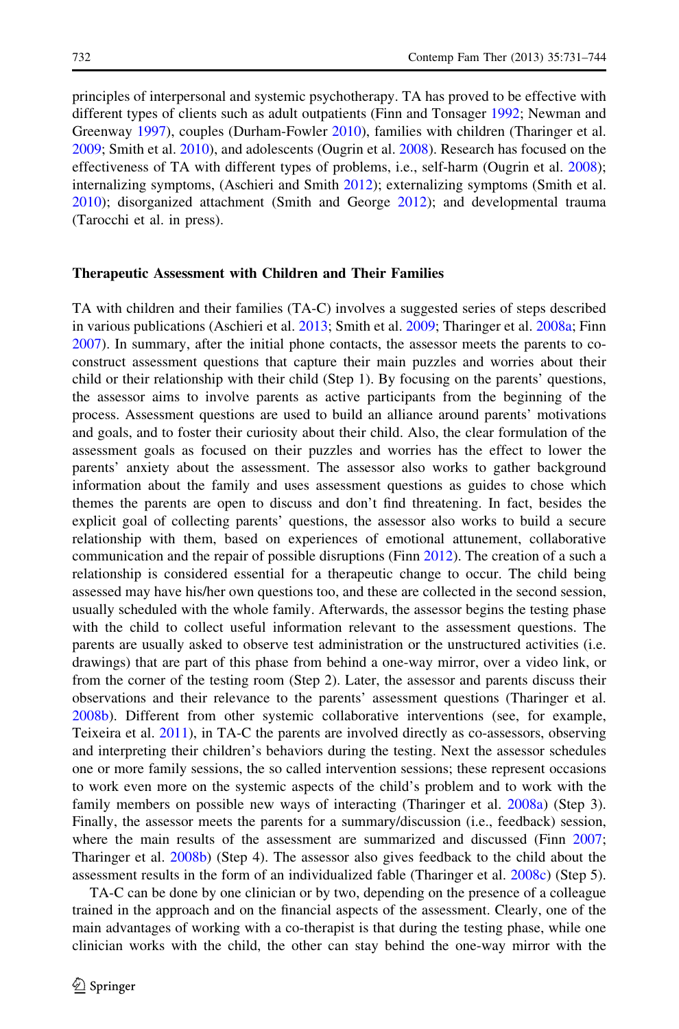principles of interpersonal and systemic psychotherapy. TA has proved to be effective with different types of clients such as adult outpatients (Finn and Tonsager 1992; Newman and Greenway 1997), couples (Durham-Fowler 2010), families with children (Tharinger et al. 2009; Smith et al. 2010), and adolescents (Ougrin et al. 2008). Research has focused on the effectiveness of TA with different types of problems, i.e., self-harm (Ougrin et al. 2008); internalizing symptoms, (Aschieri and Smith 2012); externalizing symptoms (Smith et al. 2010); disorganized attachment (Smith and George 2012); and developmental trauma (Tarocchi et al. in press).

## Therapeutic Assessment with Children and Their Families

TA with children and their families (TA-C) involves a suggested series of steps described in various publications (Aschieri et al. 2013; Smith et al. 2009; Tharinger et al. 2008a; Finn 2007). In summary, after the initial phone contacts, the assessor meets the parents to co-construct assessment questions that capture their main puzzles and worries about their child or their relationship with their child (Step 1). By focusing on the parents' questions, the assessor aims to involve parents as active participants from the beginning of the process. Assessment questions are used to build an alliance around parents' motivations and goals, and to foster their curiosity about their child. Also, the clear formulation of the assessment goals as focused on their puzzles and worries has the effect to lower the parents' anxiety about the assessment. The assessor also works to gather background information about the family and uses assessment questions as guides to chose which themes the parents are open to discuss and don't find threatening. In fact, besides the explicit goal of collecting parents' questions, the assessor also works to build a secure relationship with them, based on experiences of emotional attunement, collaborative communication and the repair of possible disruptions (Finn 2012). The creation of a such a relationship is considered essential for a therapeutic change to occur. The child being assessed may have his/her own questions too, and these are collected in the second session, usually scheduled with the whole family. Afterwards, the assessor begins the testing phase with the child to collect useful information relevant to the assessment questions. The parents are usually asked to observe test administration or the unstructured activities (i.e. drawings) that are part of this phase from behind a one-way mirror, over a video link, or from the corner of the testing room (Step 2). Later, the assessor and parents discuss their observations and their relevance to the parents' assessment questions (Tharinger et al. 2008b). Different from other systemic collaborative interventions (see, for example, Teixeira et al. 2011), in TA-C the parents are involved directly as co-assessors, observing and interpreting their children's behaviors during the testing. Next the assessor schedules one or more family sessions, the so called intervention sessions; these represent occasions to work even more on the systemic aspects of the child's problem and to work with the family members on possible new ways of interacting (Tharinger et al. 2008a) (Step 3). Finally, the assessor meets the parents for a summary/discussion (i.e., feedback) session, where the main results of the assessment are summarized and discussed (Finn 2007; Tharinger et al. 2008b) (Step 4). The assessor also gives feedback to the child about the assessment results in the form of an individualized fable (Tharinger et al. 2008c) (Step 5).

TA-C can be done by one clinician or by two, depending on the presence of a colleague trained in the approach and on the financial aspects of the assessment. Clearly, one of the main advantages of working with a co-therapist is that during the testing phase, while one clinician works with the child, the other can stay behind the one-way mirror with the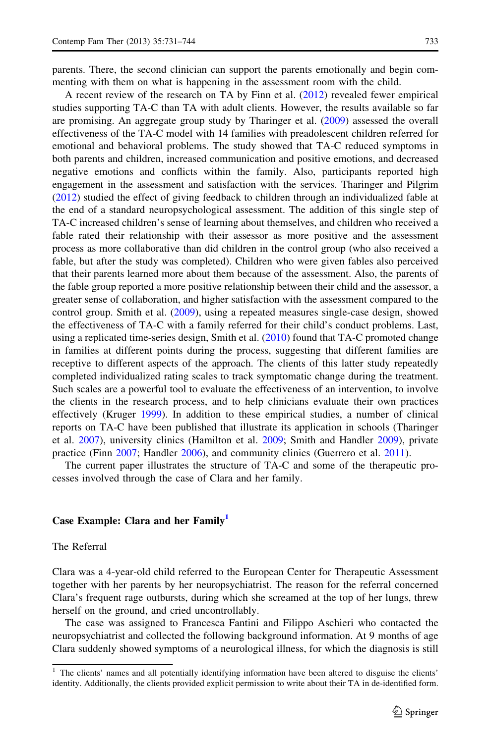parents. There, the second clinician can support the parents emotionally and begin commenting with them on what is happening in the assessment room with the child.

A recent review of the research on TA by Finn et al. (2012) revealed fewer empirical studies supporting TA-C than TA with adult clients. However, the results available so far are promising. An aggregate group study by Tharinger et al. (2009) assessed the overall effectiveness of the TA-C model with 14 families with preadolescent children referred for emotional and behavioral problems. The study showed that TA-C reduced symptoms in both parents and children, increased communication and positive emotions, and decreased negative emotions and conflicts within the family. Also, participants reported high engagement in the assessment and satisfaction with the services. Tharinger and Pilgrim (2012) studied the effect of giving feedback to children through an individualized fable at the end of a standard neuropsychological assessment. The addition of this single step of TA-C increased children's sense of learning about themselves, and children who received a fable rated their relationship with their assessor as more positive and the assessment process as more collaborative than did children in the control group (who also received a fable, but after the study was completed). Children who were given fables also perceived that their parents learned more about them because of the assessment. Also, the parents of the fable group reported a more positive relationship between their child and the assessor, a greater sense of collaboration, and higher satisfaction with the assessment compared to the control group. Smith et al. (2009), using a repeated measures single-case design, showed the effectiveness of TA-C with a family referred for their child's conduct problems. Last, using a replicated time-series design, Smith et al. (2010) found that TA-C promoted change in families at different points during the process, suggesting that different families are receptive to different aspects of the approach. The clients of this latter study repeatedly completed individualized rating scales to track symptomatic change during the treatment. Such scales are a powerful tool to evaluate the effectiveness of an intervention, to involve the clients in the research process, and to help clinicians evaluate their own practices effectively (Kruger 1999). In addition to these empirical studies, a number of clinical reports on TA-C have been published that illustrate its application in schools (Tharinger et al. 2007), university clinics (Hamilton et al. 2009; Smith and Handler 2009), private practice (Finn 2007; Handler 2006), and community clinics (Guerrero et al. 2011).

The current paper illustrates the structure of TA-C and some of the therapeutic processes involved through the case of Clara and her family.

## Case Example: Clara and her Family[1]

### The Referral

Clara was a 4-year-old child referred to the European Center for Therapeutic Assessment together with her parents by her neuropsychiatrist. The reason for the referral concerned Clara's frequent rage outbursts, during which she screamed at the top of her lungs, threw herself on the ground, and cried uncontrollably.

The case was assigned to Francesca Fantini and Filippo Aschieri who contacted the neuropsychiatrist and collected the following background information. At 9 months of age Clara suddenly showed symptoms of a neurological illness, for which the diagnosis is still

[1] The clients' names and all potentially identifying information have been altered to disguise the clients' identity. Additionally, the clients provided explicit permission to write about their TA in de-identified form.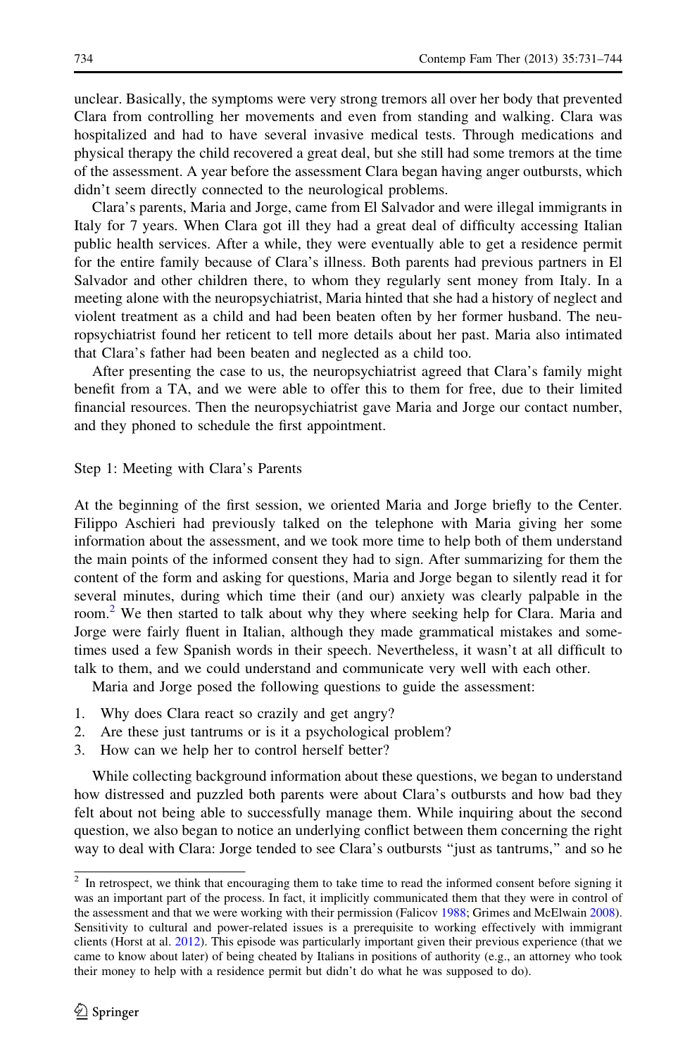unclear. Basically, the symptoms were very strong tremors all over her body that prevented Clara from controlling her movements and even from standing and walking. Clara was hospitalized and had to have several invasive medical tests. Through medications and physical therapy the child recovered a great deal, but she still had some tremors at the time of the assessment. A year before the assessment Clara began having anger outbursts, which didn't seem directly connected to the neurological problems.

Clara's parents, Maria and Jorge, came from El Salvador and were illegal immigrants in Italy for 7 years. When Clara got ill they had a great deal of difficulty accessing Italian public health services. After a while, they were eventually able to get a residence permit for the entire family because of Clara's illness. Both parents had previous partners in El Salvador and other children there, to whom they regularly sent money from Italy. In a meeting alone with the neuropsychiatrist, Maria hinted that she had a history of neglect and violent treatment as a child and had been beaten often by her former husband. The neuropsychiatrist found her reticent to tell more details about her past. Maria also intimated that Clara's father had been beaten and neglected as a child too.

After presenting the case to us, the neuropsychiatrist agreed that Clara's family might benefit from a TA, and we were able to offer this to them for free, due to their limited financial resources. Then the neuropsychiatrist gave Maria and Jorge our contact number, and they phoned to schedule the first appointment.

### Step 1: Meeting with Clara's Parents

At the beginning of the first session, we oriented Maria and Jorge briefly to the Center. Filippo Aschieri had previously talked on the telephone with Maria giving her some information about the assessment, and we took more time to help both of them understand the main points of the informed consent they had to sign. After summarizing for them the content of the form and asking for questions, Maria and Jorge began to silently read it for several minutes, during which time their (and our) anxiety was clearly palpable in the room.[2] We then started to talk about why they where seeking help for Clara. Maria and Jorge were fairly fluent in Italian, although they made grammatical mistakes and sometimes used a few Spanish words in their speech. Nevertheless, it wasn't at all difficult to talk to them, and we could understand and communicate very well with each other.

Maria and Jorge posed the following questions to guide the assessment:

1. Why does Clara react so crazily and get angry?
2. Are these just tantrums or is it a psychological problem?
3. How can we help her to control herself better?

While collecting background information about these questions, we began to understand how distressed and puzzled both parents were about Clara's outbursts and how bad they felt about not being able to successfully manage them. While inquiring about the second question, we also began to notice an underlying conflict between them concerning the right way to deal with Clara: Jorge tended to see Clara's outbursts "just as tantrums," and so he

---

[2] In retrospect, we think that encouraging them to take time to read the informed consent before signing it was an important part of the process. In fact, it implicitly communicated them that they were in control of the assessment and that we were working with their permission (Falicov 1988; Grimes and McElwain 2008). Sensitivity to cultural and power-related issues is a prerequisite to working effectively with immigrant clients (Horst at al. 2012). This episode was particularly important given their previous experience (that we came to know about later) of being cheated by Italians in positions of authority (e.g., an attorney who took their money to help with a residence permit but didn't do what he was supposed to do).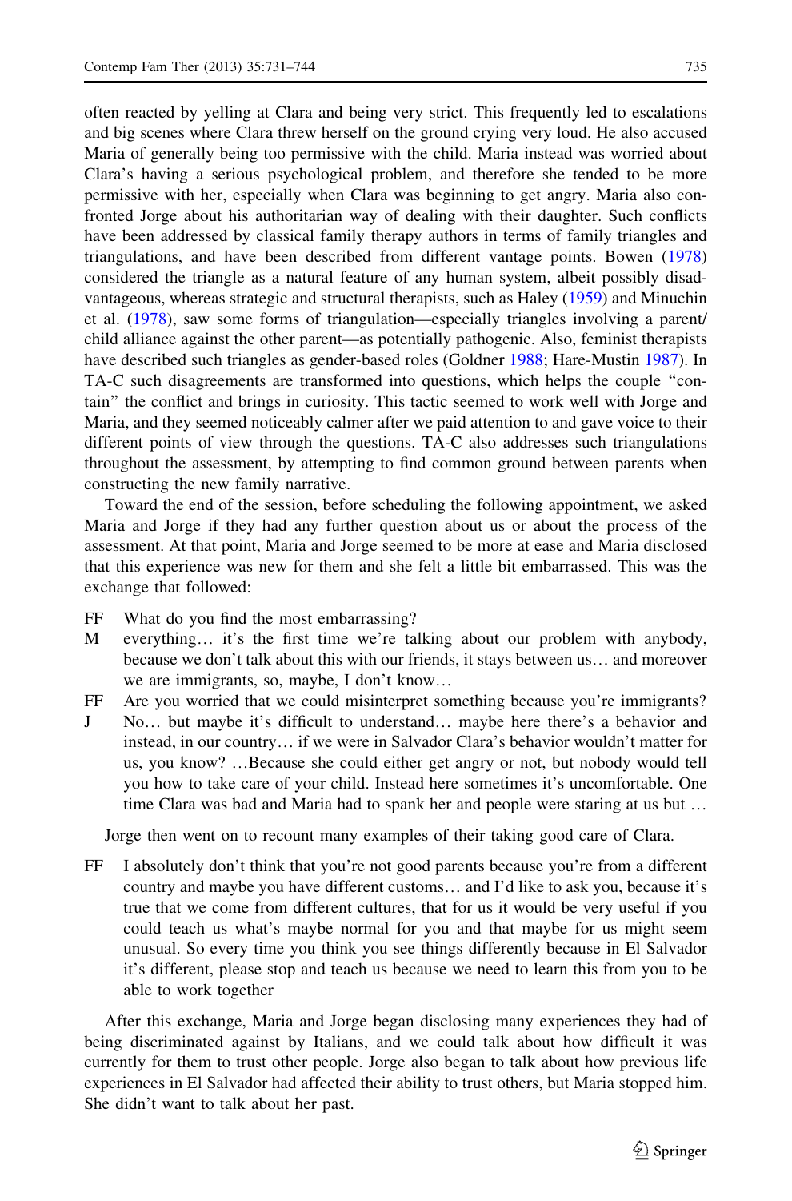often reacted by yelling at Clara and being very strict. This frequently led to escalations and big scenes where Clara threw herself on the ground crying very loud. He also accused Maria of generally being too permissive with the child. Maria instead was worried about Clara's having a serious psychological problem, and therefore she tended to be more permissive with her, especially when Clara was beginning to get angry. Maria also confronted Jorge about his authoritarian way of dealing with their daughter. Such conflicts have been addressed by classical family therapy authors in terms of family triangles and triangulations, and have been described from different vantage points. Bowen (1978) considered the triangle as a natural feature of any human system, albeit possibly disadvantageous, whereas strategic and structural therapists, such as Haley (1959) and Minuchin et al. (1978), saw some forms of triangulation—especially triangles involving a parent/child alliance against the other parent—as potentially pathogenic. Also, feminist therapists have described such triangles as gender-based roles (Goldner 1988; Hare-Mustin 1987). In TA-C such disagreements are transformed into questions, which helps the couple "contain" the conflict and brings in curiosity. This tactic seemed to work well with Jorge and Maria, and they seemed noticeably calmer after we paid attention to and gave voice to their different points of view through the questions. TA-C also addresses such triangulations throughout the assessment, by attempting to find common ground between parents when constructing the new family narrative.

Toward the end of the session, before scheduling the following appointment, we asked Maria and Jorge if they had any further question about us or about the process of the assessment. At that point, Maria and Jorge seemed to be more at ease and Maria disclosed that this experience was new for them and she felt a little bit embarrassed. This was the exchange that followed:

FF What do you find the most embarrassing?

M everything… it's the first time we're talking about our problem with anybody, because we don't talk about this with our friends, it stays between us… and moreover we are immigrants, so, maybe, I don't know…

FF Are you worried that we could misinterpret something because you're immigrants?

J No… but maybe it's difficult to understand… maybe here there's a behavior and instead, in our country… if we were in Salvador Clara's behavior wouldn't matter for us, you know? …Because she could either get angry or not, but nobody would tell you how to take care of your child. Instead here sometimes it's uncomfortable. One time Clara was bad and Maria had to spank her and people were staring at us but …

Jorge then went on to recount many examples of their taking good care of Clara.

FF I absolutely don't think that you're not good parents because you're from a different country and maybe you have different customs… and I'd like to ask you, because it's true that we come from different cultures, that for us it would be very useful if you could teach us what's maybe normal for you and that maybe for us might seem unusual. So every time you think you see things differently because in El Salvador it's different, please stop and teach us because we need to learn this from you to be able to work together

After this exchange, Maria and Jorge began disclosing many experiences they had of being discriminated against by Italians, and we could talk about how difficult it was currently for them to trust other people. Jorge also began to talk about how previous life experiences in El Salvador had affected their ability to trust others, but Maria stopped him. She didn't want to talk about her past.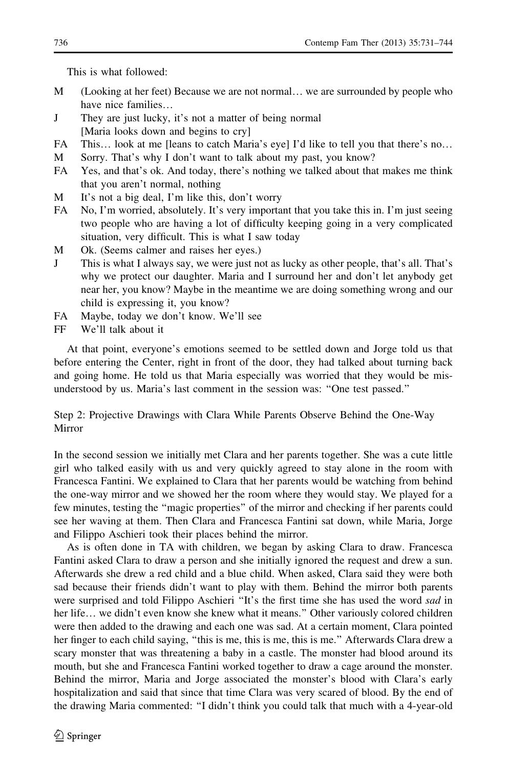This is what followed:

M (Looking at her feet) Because we are not normal… we are surrounded by people who have nice families…

J They are just lucky, it's not a matter of being normal
[Maria looks down and begins to cry]

FA This… look at me [leans to catch Maria's eye] I'd like to tell you that there's no…

M Sorry. That's why I don't want to talk about my past, you know?

FA Yes, and that's ok. And today, there's nothing we talked about that makes me think that you aren't normal, nothing

M It's not a big deal, I'm like this, don't worry

FA No, I'm worried, absolutely. It's very important that you take this in. I'm just seeing two people who are having a lot of difficulty keeping going in a very complicated situation, very difficult. This is what I saw today

M Ok. (Seems calmer and raises her eyes.)

J This is what I always say, we were just not as lucky as other people, that's all. That's why we protect our daughter. Maria and I surround her and don't let anybody get near her, you know? Maybe in the meantime we are doing something wrong and our child is expressing it, you know?

FA Maybe, today we don't know. We'll see

FF We'll talk about it

At that point, everyone's emotions seemed to be settled down and Jorge told us that before entering the Center, right in front of the door, they had talked about turning back and going home. He told us that Maria especially was worried that they would be misunderstood by us. Maria's last comment in the session was: "One test passed."

### Step 2: Projective Drawings with Clara While Parents Observe Behind the One-Way Mirror

In the second session we initially met Clara and her parents together. She was a cute little girl who talked easily with us and very quickly agreed to stay alone in the room with Francesca Fantini. We explained to Clara that her parents would be watching from behind the one-way mirror and we showed her the room where they would stay. We played for a few minutes, testing the "magic properties" of the mirror and checking if her parents could see her waving at them. Then Clara and Francesca Fantini sat down, while Maria, Jorge and Filippo Aschieri took their places behind the mirror.

As is often done in TA with children, we began by asking Clara to draw. Francesca Fantini asked Clara to draw a person and she initially ignored the request and drew a sun. Afterwards she drew a red child and a blue child. When asked, Clara said they were both sad because their friends didn't want to play with them. Behind the mirror both parents were surprised and told Filippo Aschieri "It's the first time she has used the word *sad* in her life… we didn't even know she knew what it means." Other variously colored children were then added to the drawing and each one was sad. At a certain moment, Clara pointed her finger to each child saying, "this is me, this is me, this is me." Afterwards Clara drew a scary monster that was threatening a baby in a castle. The monster had blood around its mouth, but she and Francesca Fantini worked together to draw a cage around the monster. Behind the mirror, Maria and Jorge associated the monster's blood with Clara's early hospitalization and said that since that time Clara was very scared of blood. By the end of the drawing Maria commented: "I didn't think you could talk that much with a 4-year-old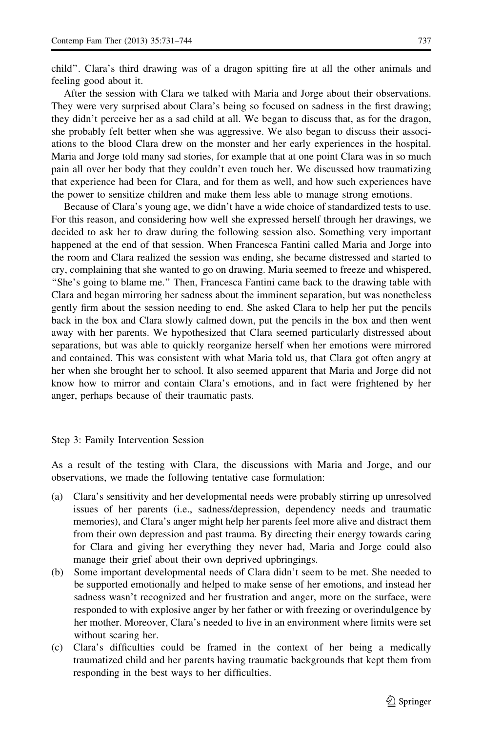child". Clara's third drawing was of a dragon spitting fire at all the other animals and feeling good about it.

After the session with Clara we talked with Maria and Jorge about their observations. They were very surprised about Clara's being so focused on sadness in the first drawing; they didn't perceive her as a sad child at all. We began to discuss that, as for the dragon, she probably felt better when she was aggressive. We also began to discuss their associations to the blood Clara drew on the monster and her early experiences in the hospital. Maria and Jorge told many sad stories, for example that at one point Clara was in so much pain all over her body that they couldn't even touch her. We discussed how traumatizing that experience had been for Clara, and for them as well, and how such experiences have the power to sensitize children and make them less able to manage strong emotions.

Because of Clara's young age, we didn't have a wide choice of standardized tests to use. For this reason, and considering how well she expressed herself through her drawings, we decided to ask her to draw during the following session also. Something very important happened at the end of that session. When Francesca Fantini called Maria and Jorge into the room and Clara realized the session was ending, she became distressed and started to cry, complaining that she wanted to go on drawing. Maria seemed to freeze and whispered, "She's going to blame me." Then, Francesca Fantini came back to the drawing table with Clara and began mirroring her sadness about the imminent separation, but was nonetheless gently firm about the session needing to end. She asked Clara to help her put the pencils back in the box and Clara slowly calmed down, put the pencils in the box and then went away with her parents. We hypothesized that Clara seemed particularly distressed about separations, but was able to quickly reorganize herself when her emotions were mirrored and contained. This was consistent with what Maria told us, that Clara got often angry at her when she brought her to school. It also seemed apparent that Maria and Jorge did not know how to mirror and contain Clara's emotions, and in fact were frightened by her anger, perhaps because of their traumatic pasts.

## Step 3: Family Intervention Session

As a result of the testing with Clara, the discussions with Maria and Jorge, and our observations, we made the following tentative case formulation:

(a) Clara's sensitivity and her developmental needs were probably stirring up unresolved issues of her parents (i.e., sadness/depression, dependency needs and traumatic memories), and Clara's anger might help her parents feel more alive and distract them from their own depression and past trauma. By directing their energy towards caring for Clara and giving her everything they never had, Maria and Jorge could also manage their grief about their own deprived upbringings.

(b) Some important developmental needs of Clara didn't seem to be met. She needed to be supported emotionally and helped to make sense of her emotions, and instead her sadness wasn't recognized and her frustration and anger, more on the surface, were responded to with explosive anger by her father or with freezing or overindulgence by her mother. Moreover, Clara's needed to live in an environment where limits were set without scaring her.

(c) Clara's difficulties could be framed in the context of her being a medically traumatized child and her parents having traumatic backgrounds that kept them from responding in the best ways to her difficulties.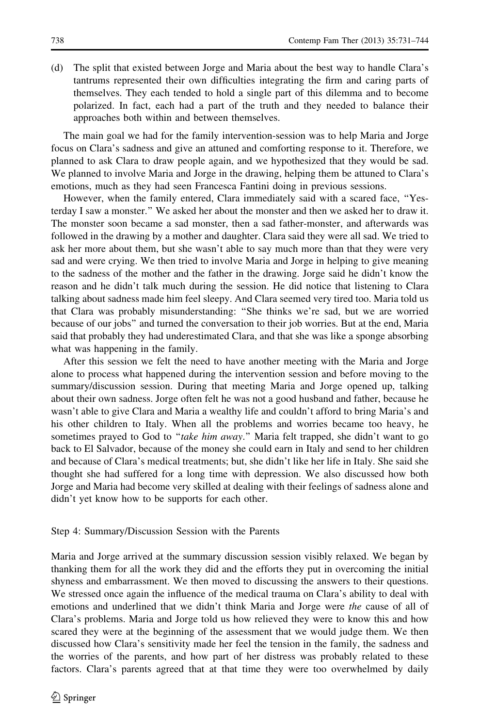(d) The split that existed between Jorge and Maria about the best way to handle Clara's tantrums represented their own difficulties integrating the firm and caring parts of themselves. They each tended to hold a single part of this dilemma and to become polarized. In fact, each had a part of the truth and they needed to balance their approaches both within and between themselves.

The main goal we had for the family intervention-session was to help Maria and Jorge focus on Clara's sadness and give an attuned and comforting response to it. Therefore, we planned to ask Clara to draw people again, and we hypothesized that they would be sad. We planned to involve Maria and Jorge in the drawing, helping them be attuned to Clara's emotions, much as they had seen Francesca Fantini doing in previous sessions.

However, when the family entered, Clara immediately said with a scared face, "Yesterday I saw a monster." We asked her about the monster and then we asked her to draw it. The monster soon became a sad monster, then a sad father-monster, and afterwards was followed in the drawing by a mother and daughter. Clara said they were all sad. We tried to ask her more about them, but she wasn't able to say much more than that they were very sad and were crying. We then tried to involve Maria and Jorge in helping to give meaning to the sadness of the mother and the father in the drawing. Jorge said he didn't know the reason and he didn't talk much during the session. He did notice that listening to Clara talking about sadness made him feel sleepy. And Clara seemed very tired too. Maria told us that Clara was probably misunderstanding: "She thinks we're sad, but we are worried because of our jobs" and turned the conversation to their job worries. But at the end, Maria said that probably they had underestimated Clara, and that she was like a sponge absorbing what was happening in the family.

After this session we felt the need to have another meeting with the Maria and Jorge alone to process what happened during the intervention session and before moving to the summary/discussion session. During that meeting Maria and Jorge opened up, talking about their own sadness. Jorge often felt he was not a good husband and father, because he wasn't able to give Clara and Maria a wealthy life and couldn't afford to bring Maria's and his other children to Italy. When all the problems and worries became too heavy, he sometimes prayed to God to "*take him away*." Maria felt trapped, she didn't want to go back to El Salvador, because of the money she could earn in Italy and send to her children and because of Clara's medical treatments; but, she didn't like her life in Italy. She said she thought she had suffered for a long time with depression. We also discussed how both Jorge and Maria had become very skilled at dealing with their feelings of sadness alone and didn't yet know how to be supports for each other.

### Step 4: Summary/Discussion Session with the Parents

Maria and Jorge arrived at the summary discussion session visibly relaxed. We began by thanking them for all the work they did and the efforts they put in overcoming the initial shyness and embarrassment. We then moved to discussing the answers to their questions. We stressed once again the influence of the medical trauma on Clara's ability to deal with emotions and underlined that we didn't think Maria and Jorge were *the* cause of all of Clara's problems. Maria and Jorge told us how relieved they were to know this and how scared they were at the beginning of the assessment that we would judge them. We then discussed how Clara's sensitivity made her feel the tension in the family, the sadness and the worries of the parents, and how part of her distress was probably related to these factors. Clara's parents agreed that at that time they were too overwhelmed by daily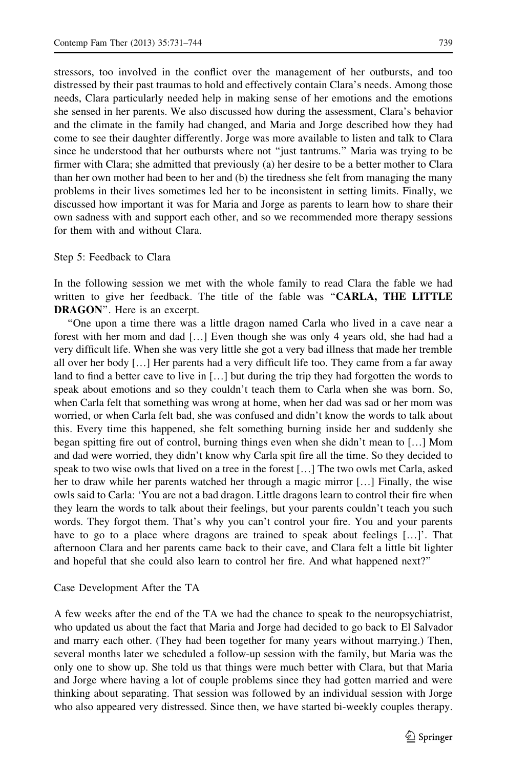stressors, too involved in the conflict over the management of her outbursts, and too distressed by their past traumas to hold and effectively contain Clara's needs. Among those needs, Clara particularly needed help in making sense of her emotions and the emotions she sensed in her parents. We also discussed how during the assessment, Clara's behavior and the climate in the family had changed, and Maria and Jorge described how they had come to see their daughter differently. Jorge was more available to listen and talk to Clara since he understood that her outbursts where not "just tantrums." Maria was trying to be firmer with Clara; she admitted that previously (a) her desire to be a better mother to Clara than her own mother had been to her and (b) the tiredness she felt from managing the many problems in their lives sometimes led her to be inconsistent in setting limits. Finally, we discussed how important it was for Maria and Jorge as parents to learn how to share their own sadness with and support each other, and so we recommended more therapy sessions for them with and without Clara.

Step 5: Feedback to Clara

In the following session we met with the whole family to read Clara the fable we had written to give her feedback. The title of the fable was "**CARLA, THE LITTLE DRAGON**". Here is an excerpt.

"One upon a time there was a little dragon named Carla who lived in a cave near a forest with her mom and dad […] Even though she was only 4 years old, she had had a very difficult life. When she was very little she got a very bad illness that made her tremble all over her body […] Her parents had a very difficult life too. They came from a far away land to find a better cave to live in […] but during the trip they had forgotten the words to speak about emotions and so they couldn't teach them to Carla when she was born. So, when Carla felt that something was wrong at home, when her dad was sad or her mom was worried, or when Carla felt bad, she was confused and didn't know the words to talk about this. Every time this happened, she felt something burning inside her and suddenly she began spitting fire out of control, burning things even when she didn't mean to […] Mom and dad were worried, they didn't know why Carla spit fire all the time. So they decided to speak to two wise owls that lived on a tree in the forest […] The two owls met Carla, asked her to draw while her parents watched her through a magic mirror […] Finally, the wise owls said to Carla: 'You are not a bad dragon. Little dragons learn to control their fire when they learn the words to talk about their feelings, but your parents couldn't teach you such words. They forgot them. That's why you can't control your fire. You and your parents have to go to a place where dragons are trained to speak about feelings […]'. That afternoon Clara and her parents came back to their cave, and Clara felt a little bit lighter and hopeful that she could also learn to control her fire. And what happened next?"

Case Development After the TA

A few weeks after the end of the TA we had the chance to speak to the neuropsychiatrist, who updated us about the fact that Maria and Jorge had decided to go back to El Salvador and marry each other. (They had been together for many years without marrying.) Then, several months later we scheduled a follow-up session with the family, but Maria was the only one to show up. She told us that things were much better with Clara, but that Maria and Jorge where having a lot of couple problems since they had gotten married and were thinking about separating. That session was followed by an individual session with Jorge who also appeared very distressed. Since then, we have started bi-weekly couples therapy.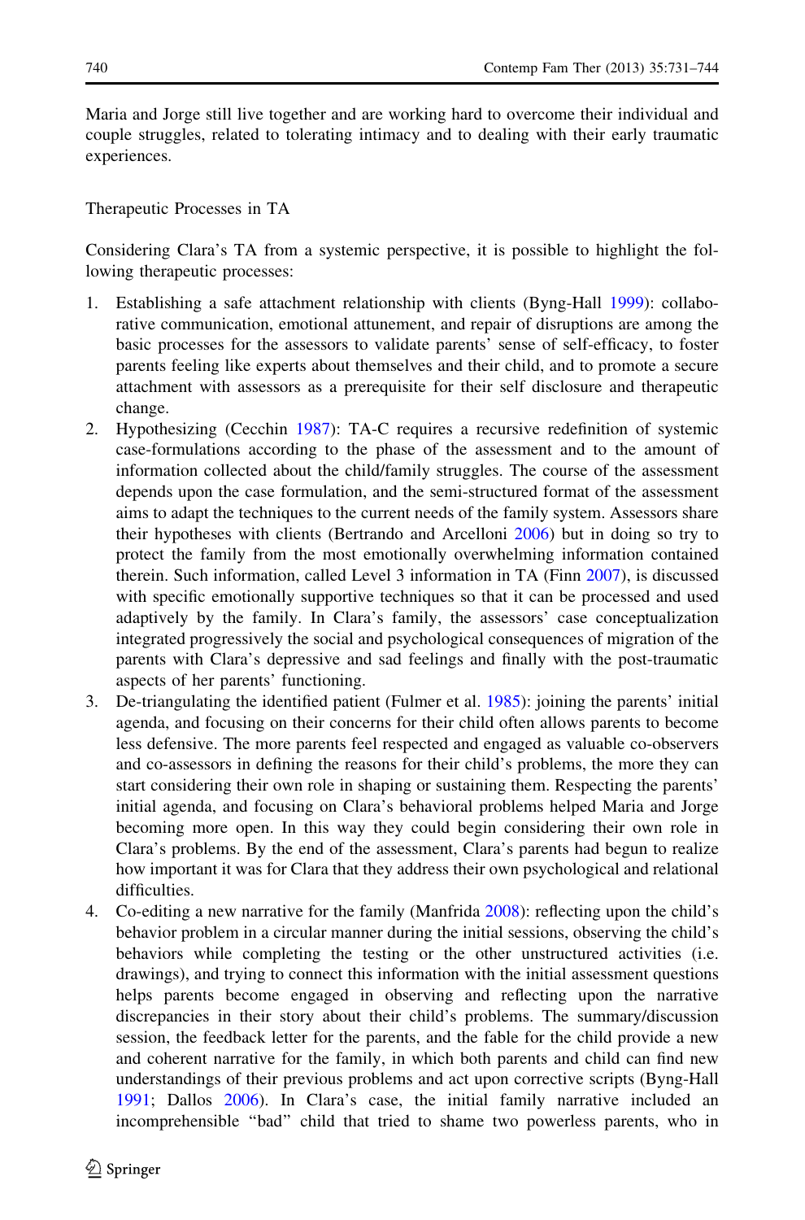Maria and Jorge still live together and are working hard to overcome their individual and couple struggles, related to tolerating intimacy and to dealing with their early traumatic experiences.

## Therapeutic Processes in TA

Considering Clara's TA from a systemic perspective, it is possible to highlight the following therapeutic processes:

1. Establishing a safe attachment relationship with clients (Byng-Hall 1999): collaborative communication, emotional attunement, and repair of disruptions are among the basic processes for the assessors to validate parents' sense of self-efficacy, to foster parents feeling like experts about themselves and their child, and to promote a secure attachment with assessors as a prerequisite for their self disclosure and therapeutic change.
2. Hypothesizing (Cecchin 1987): TA-C requires a recursive redefinition of systemic case-formulations according to the phase of the assessment and to the amount of information collected about the child/family struggles. The course of the assessment depends upon the case formulation, and the semi-structured format of the assessment aims to adapt the techniques to the current needs of the family system. Assessors share their hypotheses with clients (Bertrando and Arcelloni 2006) but in doing so try to protect the family from the most emotionally overwhelming information contained therein. Such information, called Level 3 information in TA (Finn 2007), is discussed with specific emotionally supportive techniques so that it can be processed and used adaptively by the family. In Clara's family, the assessors' case conceptualization integrated progressively the social and psychological consequences of migration of the parents with Clara's depressive and sad feelings and finally with the post-traumatic aspects of her parents' functioning.
3. De-triangulating the identified patient (Fulmer et al. 1985): joining the parents' initial agenda, and focusing on their concerns for their child often allows parents to become less defensive. The more parents feel respected and engaged as valuable co-observers and co-assessors in defining the reasons for their child's problems, the more they can start considering their own role in shaping or sustaining them. Respecting the parents' initial agenda, and focusing on Clara's behavioral problems helped Maria and Jorge becoming more open. In this way they could begin considering their own role in Clara's problems. By the end of the assessment, Clara's parents had begun to realize how important it was for Clara that they address their own psychological and relational difficulties.
4. Co-editing a new narrative for the family (Manfrida 2008): reflecting upon the child's behavior problem in a circular manner during the initial sessions, observing the child's behaviors while completing the testing or the other unstructured activities (i.e. drawings), and trying to connect this information with the initial assessment questions helps parents become engaged in observing and reflecting upon the narrative discrepancies in their story about their child's problems. The summary/discussion session, the feedback letter for the parents, and the fable for the child provide a new and coherent narrative for the family, in which both parents and child can find new understandings of their previous problems and act upon corrective scripts (Byng-Hall 1991; Dallos 2006). In Clara's case, the initial family narrative included an incomprehensible "bad" child that tried to shame two powerless parents, who in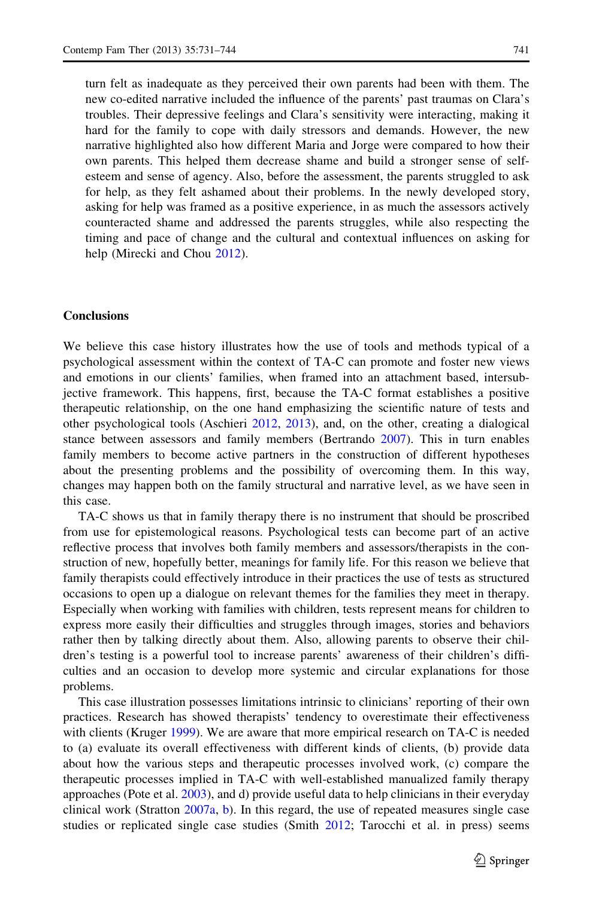turn felt as inadequate as they perceived their own parents had been with them. The new co-edited narrative included the influence of the parents' past traumas on Clara's troubles. Their depressive feelings and Clara's sensitivity were interacting, making it hard for the family to cope with daily stressors and demands. However, the new narrative highlighted also how different Maria and Jorge were compared to how their own parents. This helped them decrease shame and build a stronger sense of self-esteem and sense of agency. Also, before the assessment, the parents struggled to ask for help, as they felt ashamed about their problems. In the newly developed story, asking for help was framed as a positive experience, in as much the assessors actively counteracted shame and addressed the parents struggles, while also respecting the timing and pace of change and the cultural and contextual influences on asking for help (Mirecki and Chou 2012).

## Conclusions

We believe this case history illustrates how the use of tools and methods typical of a psychological assessment within the context of TA-C can promote and foster new views and emotions in our clients' families, when framed into an attachment based, intersubjective framework. This happens, first, because the TA-C format establishes a positive therapeutic relationship, on the one hand emphasizing the scientific nature of tests and other psychological tools (Aschieri 2012, 2013), and, on the other, creating a dialogical stance between assessors and family members (Bertrando 2007). This in turn enables family members to become active partners in the construction of different hypotheses about the presenting problems and the possibility of overcoming them. In this way, changes may happen both on the family structural and narrative level, as we have seen in this case.

TA-C shows us that in family therapy there is no instrument that should be proscribed from use for epistemological reasons. Psychological tests can become part of an active reflective process that involves both family members and assessors/therapists in the construction of new, hopefully better, meanings for family life. For this reason we believe that family therapists could effectively introduce in their practices the use of tests as structured occasions to open up a dialogue on relevant themes for the families they meet in therapy. Especially when working with families with children, tests represent means for children to express more easily their difficulties and struggles through images, stories and behaviors rather then by talking directly about them. Also, allowing parents to observe their children's testing is a powerful tool to increase parents' awareness of their children's difficulties and an occasion to develop more systemic and circular explanations for those problems.

This case illustration possesses limitations intrinsic to clinicians' reporting of their own practices. Research has showed therapists' tendency to overestimate their effectiveness with clients (Kruger 1999). We are aware that more empirical research on TA-C is needed to (a) evaluate its overall effectiveness with different kinds of clients, (b) provide data about how the various steps and therapeutic processes involved work, (c) compare the therapeutic processes implied in TA-C with well-established manualized family therapy approaches (Pote et al. 2003), and d) provide useful data to help clinicians in their everyday clinical work (Stratton 2007a, b). In this regard, the use of repeated measures single case studies or replicated single case studies (Smith 2012; Tarocchi et al. in press) seems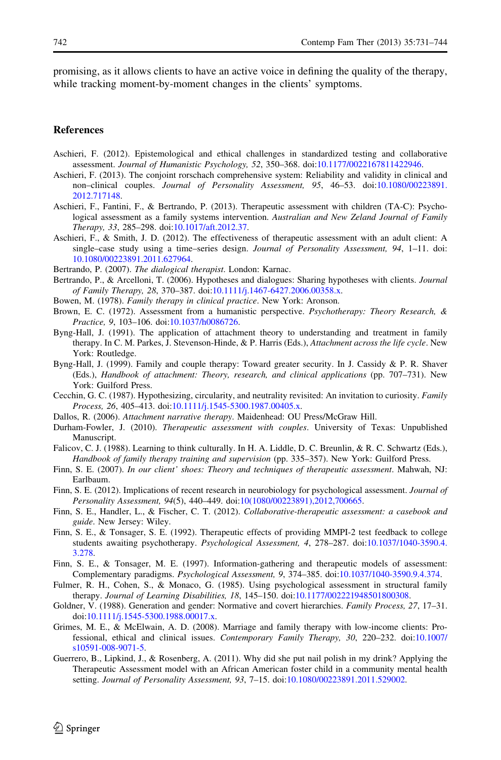promising, as it allows clients to have an active voice in defining the quality of the therapy, while tracking moment-by-moment changes in the clients' symptoms.

## References

Aschieri, F. (2012). Epistemological and ethical challenges in standardized testing and collaborative assessment. *Journal of Humanistic Psychology, 52*, 350–368. doi:10.1177/0022167811422946.

Aschieri, F. (2013). The conjoint rorschach comprehensive system: Reliability and validity in clinical and non–clinical couples. *Journal of Personality Assessment, 95*, 46–53. doi:10.1080/00223891.2012.717148.

Aschieri, F., Fantini, F., & Bertrando, P. (2013). Therapeutic assessment with children (TA-C): Psychological assessment as a family systems intervention. *Australian and New Zeland Journal of Family Therapy, 33*, 285–298. doi:10.1017/aft.2012.37.

Aschieri, F., & Smith, J. D. (2012). The effectiveness of therapeutic assessment with an adult client: A single–case study using a time–series design. *Journal of Personality Assessment, 94*, 1–11. doi:10.1080/00223891.2011.627964.

Bertrando, P. (2007). *The dialogical therapist*. London: Karnac.

Bertrando, P., & Arcelloni, T. (2006). Hypotheses and dialogues: Sharing hypotheses with clients. *Journal of Family Therapy, 28*, 370–387. doi:10.1111/j.1467-6427.2006.00358.x.

Bowen, M. (1978). *Family therapy in clinical practice*. New York: Aronson.

Brown, E. C. (1972). Assessment from a humanistic perspective. *Psychotherapy: Theory Research, & Practice, 9*, 103–106. doi:10.1037/h0086726.

Byng-Hall, J. (1991). The application of attachment theory to understanding and treatment in family therapy. In C. M. Parkes, J. Stevenson-Hinde, & P. Harris (Eds.), *Attachment across the life cycle*. New York: Routledge.

Byng-Hall, J. (1999). Family and couple therapy: Toward greater security. In J. Cassidy & P. R. Shaver (Eds.), *Handbook of attachment: Theory, research, and clinical applications* (pp. 707–731). New York: Guilford Press.

Cecchin, G. C. (1987). Hypothesizing, circularity, and neutrality revisited: An invitation to curiosity. *Family Process, 26*, 405–413. doi:10.1111/j.1545-5300.1987.00405.x.

Dallos, R. (2006). *Attachment narrative therapy*. Maidenhead: OU Press/McGraw Hill.

Durham-Fowler, J. (2010). *Therapeutic assessment with couples*. University of Texas: Unpublished Manuscript.

Falicov, C. J. (1988). Learning to think culturally. In H. A. Liddle, D. C. Breunlin, & R. C. Schwartz (Eds.), *Handbook of family therapy training and supervision* (pp. 335–357). New York: Guilford Press.

Finn, S. E. (2007). *In our client' shoes: Theory and techniques of therapeutic assessment*. Mahwah, NJ: Earlbaum.

Finn, S. E. (2012). Implications of recent research in neurobiology for psychological assessment. *Journal of Personality Assessment, 94*(5), 440–449. doi:10(1080/00223891),2012,700665.

Finn, S. E., Handler, L., & Fischer, C. T. (2012). *Collaborative-therapeutic assessment: a casebook and guide*. New Jersey: Wiley.

Finn, S. E., & Tonsager, S. E. (1992). Therapeutic effects of providing MMPI-2 test feedback to college students awaiting psychotherapy. *Psychological Assessment, 4*, 278–287. doi:10.1037/1040-3590.4.3.278.

Finn, S. E., & Tonsager, M. E. (1997). Information-gathering and therapeutic models of assessment: Complementary paradigms. *Psychological Assessment, 9*, 374–385. doi:10.1037/1040-3590.9.4.374.

Fulmer, R. H., Cohen, S., & Monaco, G. (1985). Using psychological assessment in structural family therapy. *Journal of Learning Disabilities, 18*, 145–150. doi:10.1177/002221948501800308.

Goldner, V. (1988). Generation and gender: Normative and covert hierarchies. *Family Process, 27*, 17–31. doi:10.1111/j.1545-5300.1988.00017.x.

Grimes, M. E., & McElwain, A. D. (2008). Marriage and family therapy with low-income clients: Professional, ethical and clinical issues. *Contemporary Family Therapy, 30*, 220–232. doi:10.1007/s10591-008-9071-5.

Guerrero, B., Lipkind, J., & Rosenberg, A. (2011). Why did she put nail polish in my drink? Applying the Therapeutic Assessment model with an African American foster child in a community mental health setting. *Journal of Personality Assessment, 93*, 7–15. doi:10.1080/00223891.2011.529002.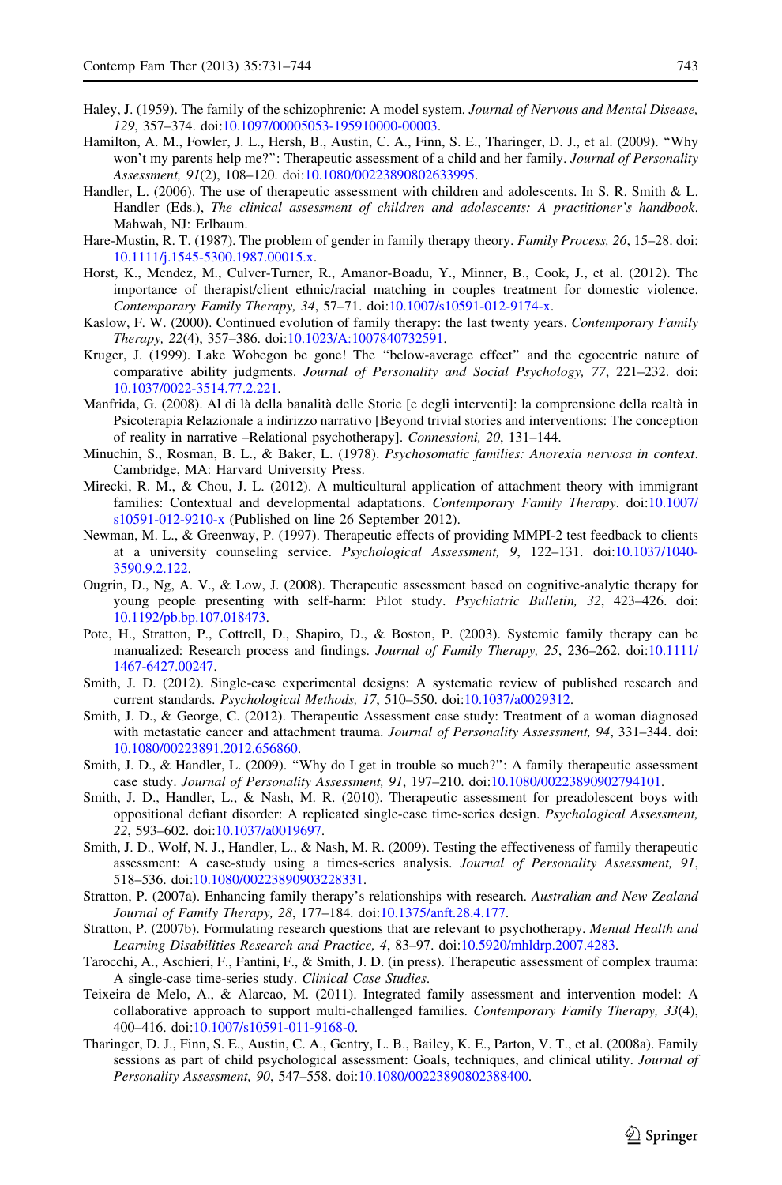Haley, J. (1959). The family of the schizophrenic: A model system. *Journal of Nervous and Mental Disease, 129*, 357–374. doi:10.1097/00005053-195910000-00003.

Hamilton, A. M., Fowler, J. L., Hersh, B., Austin, C. A., Finn, S. E., Tharinger, D. J., et al. (2009). "Why won't my parents help me?": Therapeutic assessment of a child and her family. *Journal of Personality Assessment, 91*(2), 108–120. doi:10.1080/00223890802633995.

Handler, L. (2006). The use of therapeutic assessment with children and adolescents. In S. R. Smith & L. Handler (Eds.), *The clinical assessment of children and adolescents: A practitioner's handbook*. Mahwah, NJ: Erlbaum.

Hare-Mustin, R. T. (1987). The problem of gender in family therapy theory. *Family Process, 26*, 15–28. doi:10.1111/j.1545-5300.1987.00015.x.

Horst, K., Mendez, M., Culver-Turner, R., Amanor-Boadu, Y., Minner, B., Cook, J., et al. (2012). The importance of therapist/client ethnic/racial matching in couples treatment for domestic violence. *Contemporary Family Therapy, 34*, 57–71. doi:10.1007/s10591-012-9174-x.

Kaslow, F. W. (2000). Continued evolution of family therapy: the last twenty years. *Contemporary Family Therapy, 22*(4), 357–386. doi:10.1023/A:1007840732591.

Kruger, J. (1999). Lake Wobegon be gone! The "below-average effect" and the egocentric nature of comparative ability judgments. *Journal of Personality and Social Psychology, 77*, 221–232. doi:10.1037/0022-3514.77.2.221.

Manfrida, G. (2008). Al di là della banalità delle Storie [e degli interventi]: la comprensione della realtà in Psicoterapia Relazionale a indirizzo narrativo [Beyond trivial stories and interventions: The conception of reality in narrative –Relational psychotherapy]. *Connessioni, 20*, 131–144.

Minuchin, S., Rosman, B. L., & Baker, L. (1978). *Psychosomatic families: Anorexia nervosa in context*. Cambridge, MA: Harvard University Press.

Mirecki, R. M., & Chou, J. L. (2012). A multicultural application of attachment theory with immigrant families: Contextual and developmental adaptations. *Contemporary Family Therapy*. doi:10.1007/s10591-012-9210-x (Published on line 26 September 2012).

Newman, M. L., & Greenway, P. (1997). Therapeutic effects of providing MMPI-2 test feedback to clients at a university counseling service. *Psychological Assessment, 9*, 122–131. doi:10.1037/1040-3590.9.2.122.

Ougrin, D., Ng, A. V., & Low, J. (2008). Therapeutic assessment based on cognitive-analytic therapy for young people presenting with self-harm: Pilot study. *Psychiatric Bulletin, 32*, 423–426. doi:10.1192/pb.bp.107.018473.

Pote, H., Stratton, P., Cottrell, D., Shapiro, D., & Boston, P. (2003). Systemic family therapy can be manualized: Research process and findings. *Journal of Family Therapy, 25*, 236–262. doi:10.1111/1467-6427.00247.

Smith, J. D. (2012). Single-case experimental designs: A systematic review of published research and current standards. *Psychological Methods, 17*, 510–550. doi:10.1037/a0029312.

Smith, J. D., & George, C. (2012). Therapeutic Assessment case study: Treatment of a woman diagnosed with metastatic cancer and attachment trauma. *Journal of Personality Assessment, 94*, 331–344. doi:10.1080/00223891.2012.656860.

Smith, J. D., & Handler, L. (2009). "Why do I get in trouble so much?": A family therapeutic assessment case study. *Journal of Personality Assessment, 91*, 197–210. doi:10.1080/00223890902794101.

Smith, J. D., Handler, L., & Nash, M. R. (2010). Therapeutic assessment for preadolescent boys with oppositional defiant disorder: A replicated single-case time-series design. *Psychological Assessment, 22*, 593–602. doi:10.1037/a0019697.

Smith, J. D., Wolf, N. J., Handler, L., & Nash, M. R. (2009). Testing the effectiveness of family therapeutic assessment: A case-study using a times-series analysis. *Journal of Personality Assessment, 91*, 518–536. doi:10.1080/00223890903228331.

Stratton, P. (2007a). Enhancing family therapy's relationships with research. *Australian and New Zealand Journal of Family Therapy, 28*, 177–184. doi:10.1375/anft.28.4.177.

Stratton, P. (2007b). Formulating research questions that are relevant to psychotherapy. *Mental Health and Learning Disabilities Research and Practice, 4*, 83–97. doi:10.5920/mhldrp.2007.4283.

Tarocchi, A., Aschieri, F., Fantini, F., & Smith, J. D. (in press). Therapeutic assessment of complex trauma: A single-case time-series study. *Clinical Case Studies*.

Teixeira de Melo, A., & Alarcao, M. (2011). Integrated family assessment and intervention model: A collaborative approach to support multi-challenged families. *Contemporary Family Therapy, 33*(4), 400–416. doi:10.1007/s10591-011-9168-0.

Tharinger, D. J., Finn, S. E., Austin, C. A., Gentry, L. B., Bailey, K. E., Parton, V. T., et al. (2008a). Family sessions as part of child psychological assessment: Goals, techniques, and clinical utility. *Journal of Personality Assessment, 90*, 547–558. doi:10.1080/00223890802388400.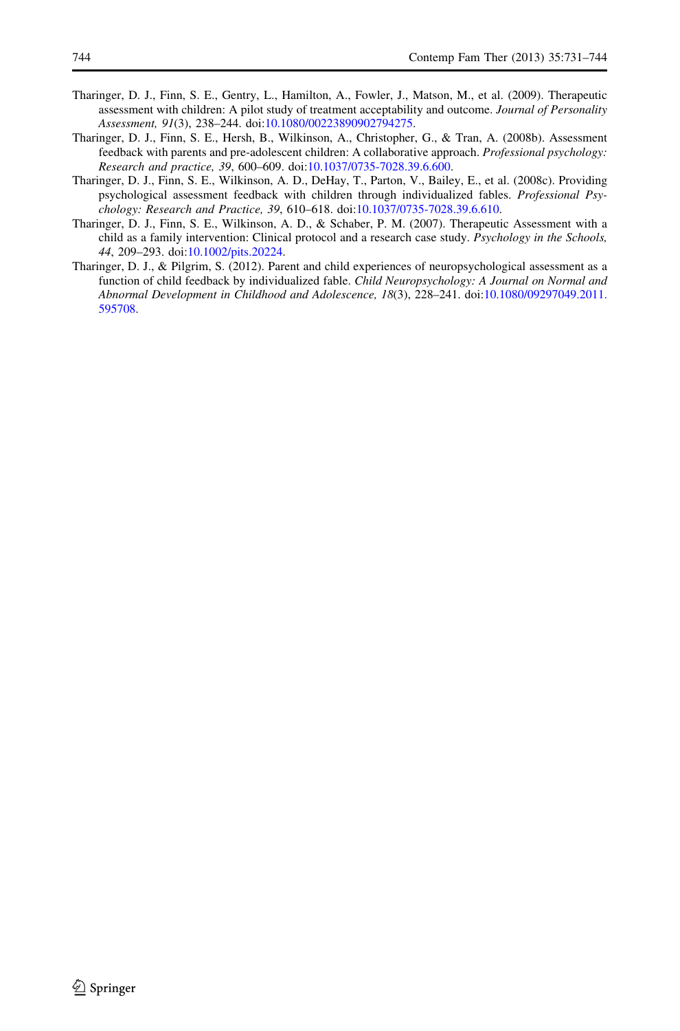Tharinger, D. J., Finn, S. E., Gentry, L., Hamilton, A., Fowler, J., Matson, M., et al. (2009). Therapeutic assessment with children: A pilot study of treatment acceptability and outcome. *Journal of Personality Assessment, 91*(3), 238–244. doi:10.1080/00223890902794275.

Tharinger, D. J., Finn, S. E., Hersh, B., Wilkinson, A., Christopher, G., & Tran, A. (2008b). Assessment feedback with parents and pre-adolescent children: A collaborative approach. *Professional psychology: Research and practice, 39*, 600–609. doi:10.1037/0735-7028.39.6.600.

Tharinger, D. J., Finn, S. E., Wilkinson, A. D., DeHay, T., Parton, V., Bailey, E., et al. (2008c). Providing psychological assessment feedback with children through individualized fables. *Professional Psychology: Research and Practice, 39*, 610–618. doi:10.1037/0735-7028.39.6.610.

Tharinger, D. J., Finn, S. E., Wilkinson, A. D., & Schaber, P. M. (2007). Therapeutic Assessment with a child as a family intervention: Clinical protocol and a research case study. *Psychology in the Schools, 44*, 209–293. doi:10.1002/pits.20224.

Tharinger, D. J., & Pilgrim, S. (2012). Parent and child experiences of neuropsychological assessment as a function of child feedback by individualized fable. *Child Neuropsychology: A Journal on Normal and Abnormal Development in Childhood and Adolescence, 18*(3), 228–241. doi:10.1080/09297049.2011.595708.